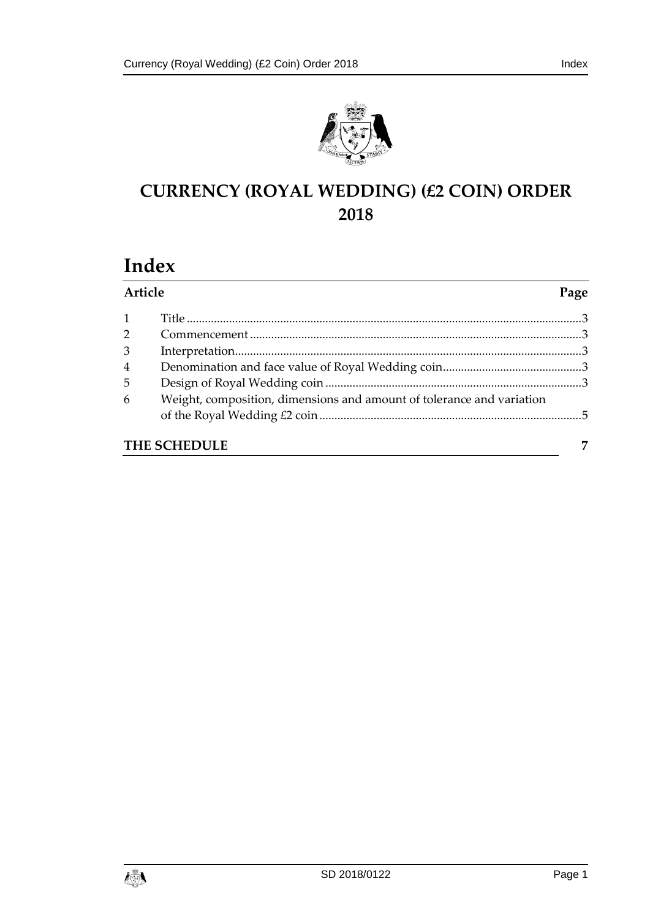# CURRENCY (ROYAL WEDDING) (£2 COIN) ORDER 2018

## Index

| Article | | Page |
|---|---|---|
| 1 | Title | 3 |
| 2 | Commencement | 3 |
| 3 | Interpretation | 3 |
| 4 | Denomination and face value of Royal Wedding coin | 3 |
| 5 | Design of Royal Wedding coin | 3 |
| 6 | Weight, composition, dimensions and amount of tolerance and variation of the Royal Wedding £2 coin | 5 |
| | **THE SCHEDULE** | 7 |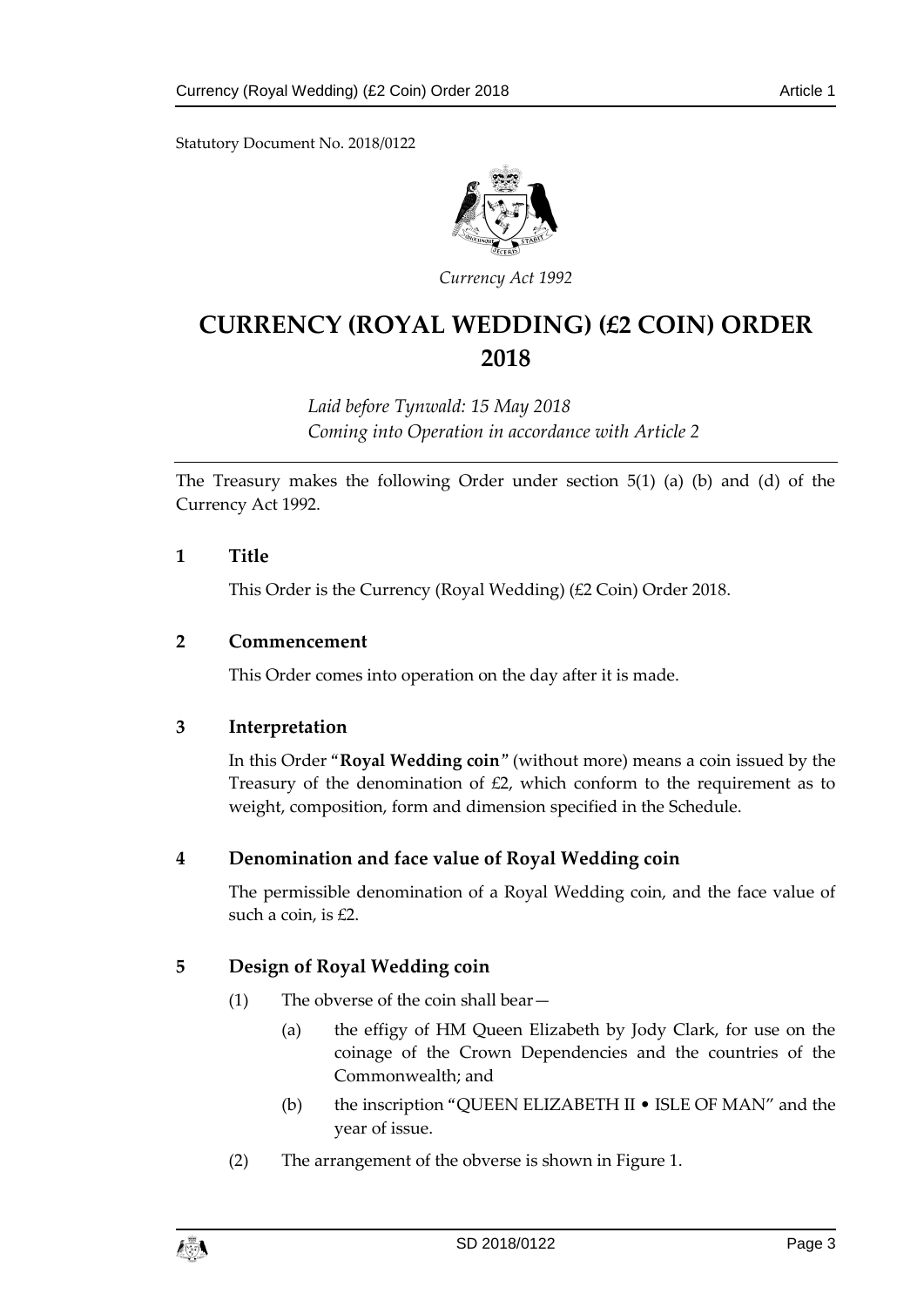Statutory Document No. 2018/0122

*Currency Act 1992*

# CURRENCY (ROYAL WEDDING) (£2 COIN) ORDER 2018

*Laid before Tynwald: 15 May 2018*
*Coming into Operation in accordance with Article 2*

The Treasury makes the following Order under section 5(1) (a) (b) and (d) of the Currency Act 1992.

## 1 Title

This Order is the Currency (Royal Wedding) (£2 Coin) Order 2018.

## 2 Commencement

This Order comes into operation on the day after it is made.

## 3 Interpretation

In this Order "**Royal Wedding coin**" (without more) means a coin issued by the Treasury of the denomination of £2, which conform to the requirement as to weight, composition, form and dimension specified in the Schedule.

## 4 Denomination and face value of Royal Wedding coin

The permissible denomination of a Royal Wedding coin, and the face value of such a coin, is £2.

## 5 Design of Royal Wedding coin

(1) The obverse of the coin shall bear—

(a) the effigy of HM Queen Elizabeth by Jody Clark, for use on the coinage of the Crown Dependencies and the countries of the Commonwealth; and

(b) the inscription "QUEEN ELIZABETH II • ISLE OF MAN" and the year of issue.

(2) The arrangement of the obverse is shown in Figure 1.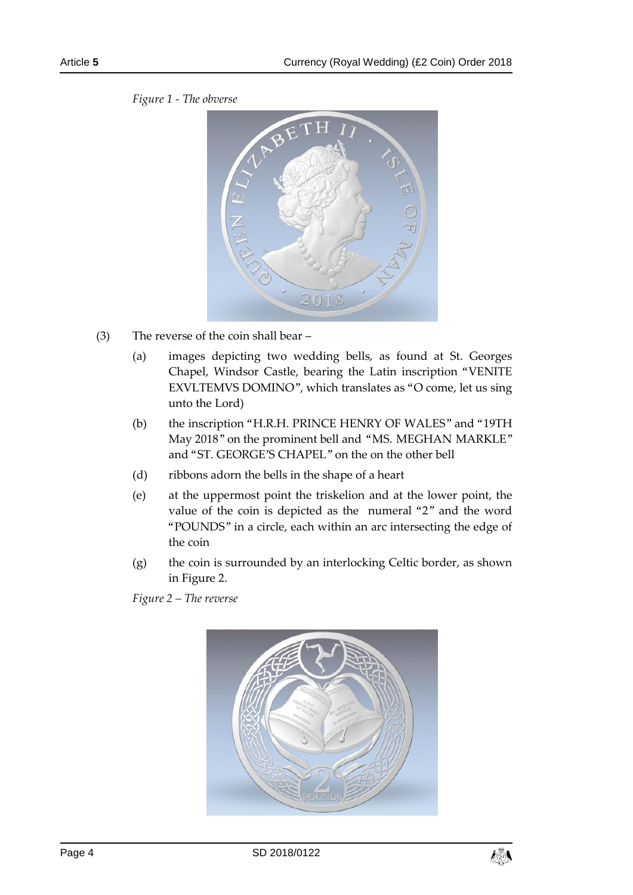*Figure 1 - The obverse*

(3) The reverse of the coin shall bear –

(a) images depicting two wedding bells, as found at St. Georges Chapel, Windsor Castle, bearing the Latin inscription "VENITE EXVLTEMVS DOMINO", which translates as "O come, let us sing unto the Lord)

(b) the inscription "H.R.H. PRINCE HENRY OF WALES" and "19TH May 2018" on the prominent bell and "MS. MEGHAN MARKLE" and "ST. GEORGE'S CHAPEL" on the on the other bell

(d) ribbons adorn the bells in the shape of a heart

(e) at the uppermost point the triskelion and at the lower point, the value of the coin is depicted as the numeral "2" and the word "POUNDS" in a circle, each within an arc intersecting the edge of the coin

(g) the coin is surrounded by an interlocking Celtic border, as shown in Figure 2.

*Figure 2 – The reverse*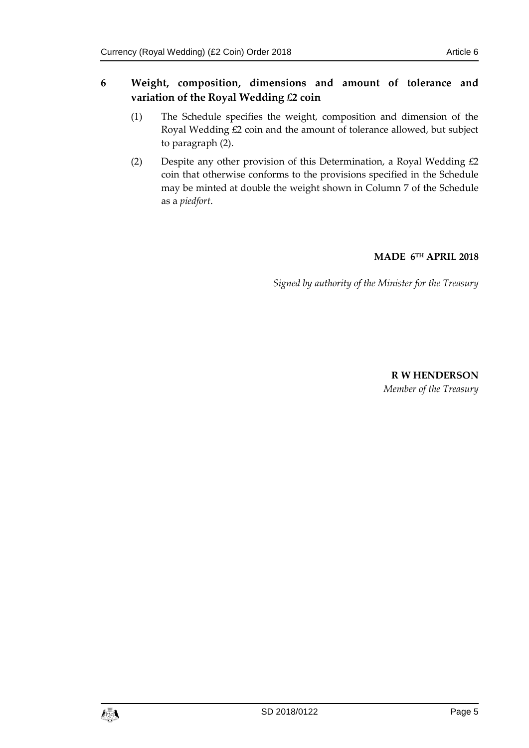## 6 Weight, composition, dimensions and amount of tolerance and variation of the Royal Wedding £2 coin

(1) The Schedule specifies the weight, composition and dimension of the Royal Wedding £2 coin and the amount of tolerance allowed, but subject to paragraph (2).

(2) Despite any other provision of this Determination, a Royal Wedding £2 coin that otherwise conforms to the provisions specified in the Schedule may be minted at double the weight shown in Column 7 of the Schedule as a *piedfort*.

**MADE 6TH APRIL 2018**

*Signed by authority of the Minister for the Treasury*

**R W HENDERSON**
*Member of the Treasury*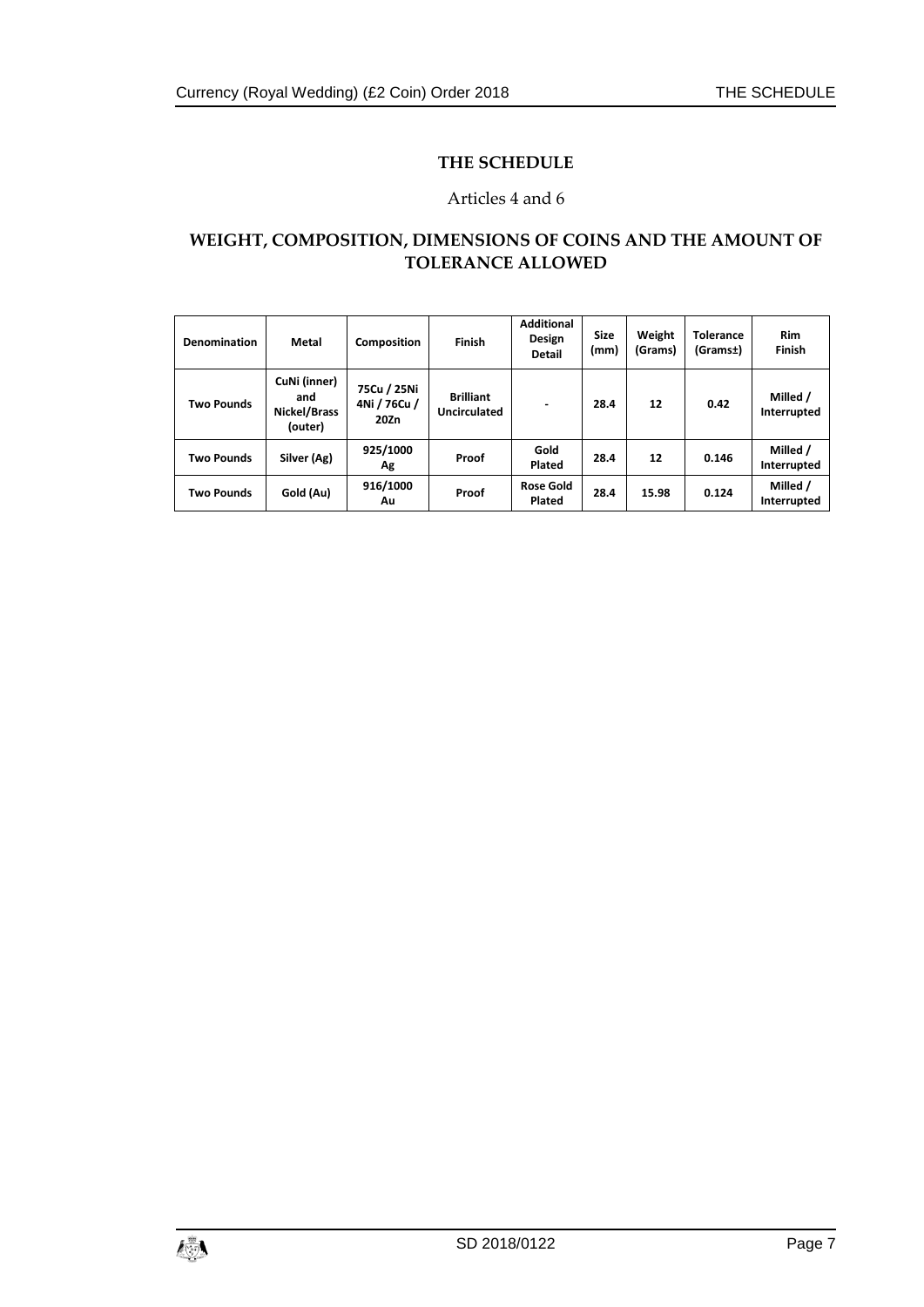# THE SCHEDULE

Articles 4 and 6

## WEIGHT, COMPOSITION, DIMENSIONS OF COINS AND THE AMOUNT OF TOLERANCE ALLOWED

| Denomination | Metal | Composition | Finish | Additional Design Detail | Size (mm) | Weight (Grams) | Tolerance (Grams±) | Rim Finish |
|---|---|---|---|---|---|---|---|---|
| Two Pounds | CuNi (inner) and Nickel/Brass (outer) | 75Cu / 25Ni 4Ni / 76Cu / 20Zn | Brilliant Uncirculated | - | 28.4 | 12 | 0.42 | Milled / Interrupted |
| Two Pounds | Silver (Ag) | 925/1000 Ag | Proof | Gold Plated | 28.4 | 12 | 0.146 | Milled / Interrupted |
| Two Pounds | Gold (Au) | 916/1000 Au | Proof | Rose Gold Plated | 28.4 | 15.98 | 0.124 | Milled / Interrupted |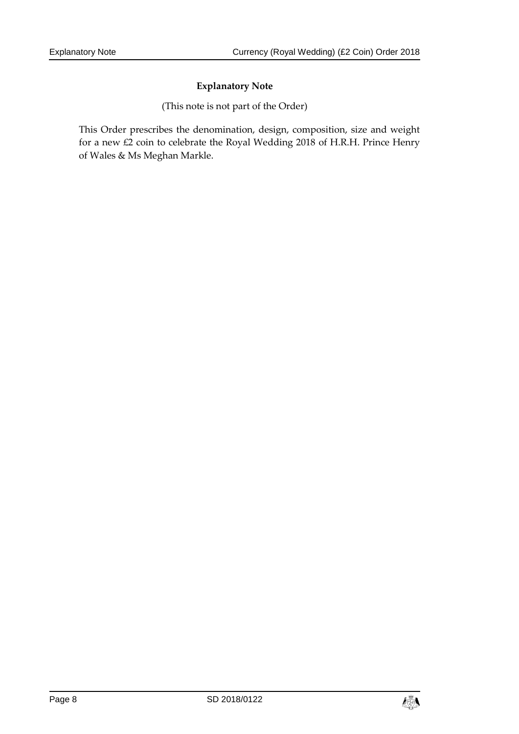## Explanatory Note

(This note is not part of the Order)

This Order prescribes the denomination, design, composition, size and weight for a new £2 coin to celebrate the Royal Wedding 2018 of H.R.H. Prince Henry of Wales & Ms Meghan Markle.